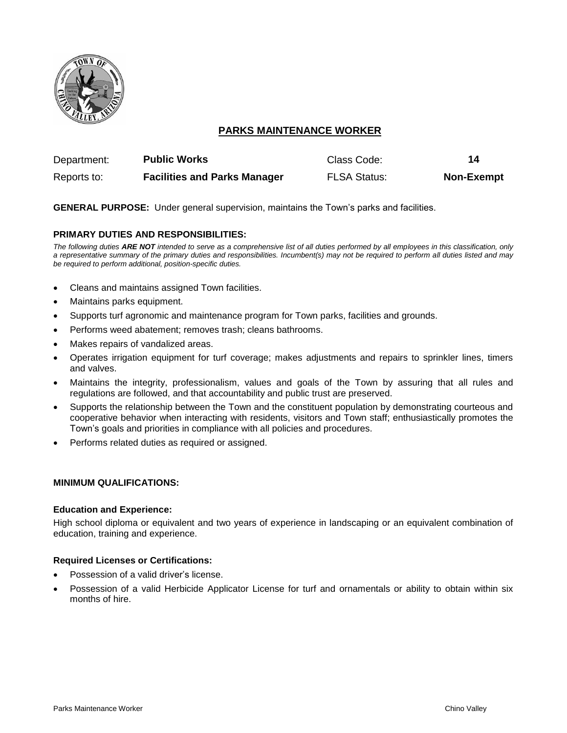# PARKS MAINTENANCE WORKER

| Department: | **Public Works** | Class Code: | **14** |
|---|---|---|---|
| Reports to: | **Facilities and Parks Manager** | FLSA Status: | **Non-Exempt** |

**GENERAL PURPOSE:** Under general supervision, maintains the Town's parks and facilities.

**PRIMARY DUTIES AND RESPONSIBILITIES:**

*The following duties **ARE NOT** intended to serve as a comprehensive list of all duties performed by all employees in this classification, only a representative summary of the primary duties and responsibilities. Incumbent(s) may not be required to perform all duties listed and may be required to perform additional, position-specific duties.*

- Cleans and maintains assigned Town facilities.
- Maintains parks equipment.
- Supports turf agronomic and maintenance program for Town parks, facilities and grounds.
- Performs weed abatement; removes trash; cleans bathrooms.
- Makes repairs of vandalized areas.
- Operates irrigation equipment for turf coverage; makes adjustments and repairs to sprinkler lines, timers and valves.
- Maintains the integrity, professionalism, values and goals of the Town by assuring that all rules and regulations are followed, and that accountability and public trust are preserved.
- Supports the relationship between the Town and the constituent population by demonstrating courteous and cooperative behavior when interacting with residents, visitors and Town staff; enthusiastically promotes the Town's goals and priorities in compliance with all policies and procedures.
- Performs related duties as required or assigned.

**MINIMUM QUALIFICATIONS:**

**Education and Experience:**

High school diploma or equivalent and two years of experience in landscaping or an equivalent combination of education, training and experience.

**Required Licenses or Certifications:**

- Possession of a valid driver's license.
- Possession of a valid Herbicide Applicator License for turf and ornamentals or ability to obtain within six months of hire.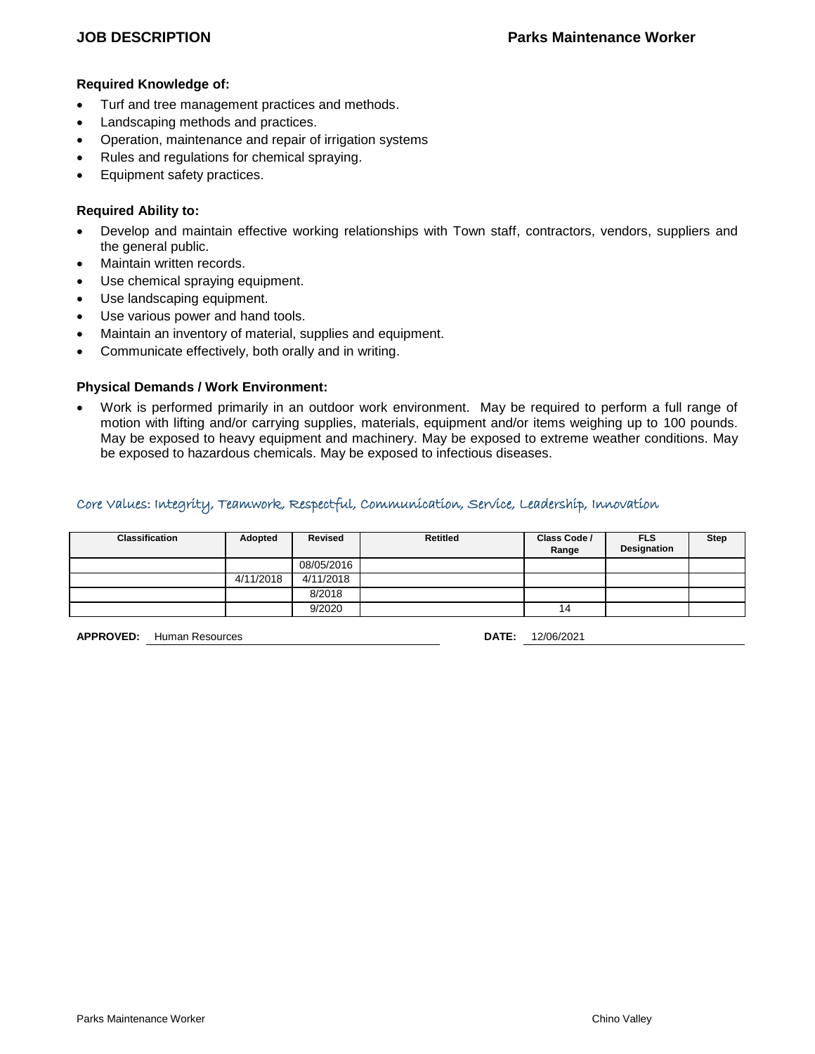**Required Knowledge of:**

- Turf and tree management practices and methods.
- Landscaping methods and practices.
- Operation, maintenance and repair of irrigation systems
- Rules and regulations for chemical spraying.
- Equipment safety practices.

**Required Ability to:**

- Develop and maintain effective working relationships with Town staff, contractors, vendors, suppliers and the general public.
- Maintain written records.
- Use chemical spraying equipment.
- Use landscaping equipment.
- Use various power and hand tools.
- Maintain an inventory of material, supplies and equipment.
- Communicate effectively, both orally and in writing.

**Physical Demands / Work Environment:**

- Work is performed primarily in an outdoor work environment. May be required to perform a full range of motion with lifting and/or carrying supplies, materials, equipment and/or items weighing up to 100 pounds. May be exposed to heavy equipment and machinery. May be exposed to extreme weather conditions. May be exposed to hazardous chemicals. May be exposed to infectious diseases.

Core Values: Integrity, Teamwork, Respectful, Communication, Service, Leadership, Innovation

| Classification | Adopted | Revised | Retitled | Class Code / Range | FLS Designation | Step |
|---|---|---|---|---|---|---|
| | | 08/05/2016 | | | | |
| | 4/11/2018 | 4/11/2018 | | | | |
| | | 8/2018 | | | | |
| | | 9/2020 | | 14 | | |

**APPROVED:** Human Resources **DATE:** 12/06/2021